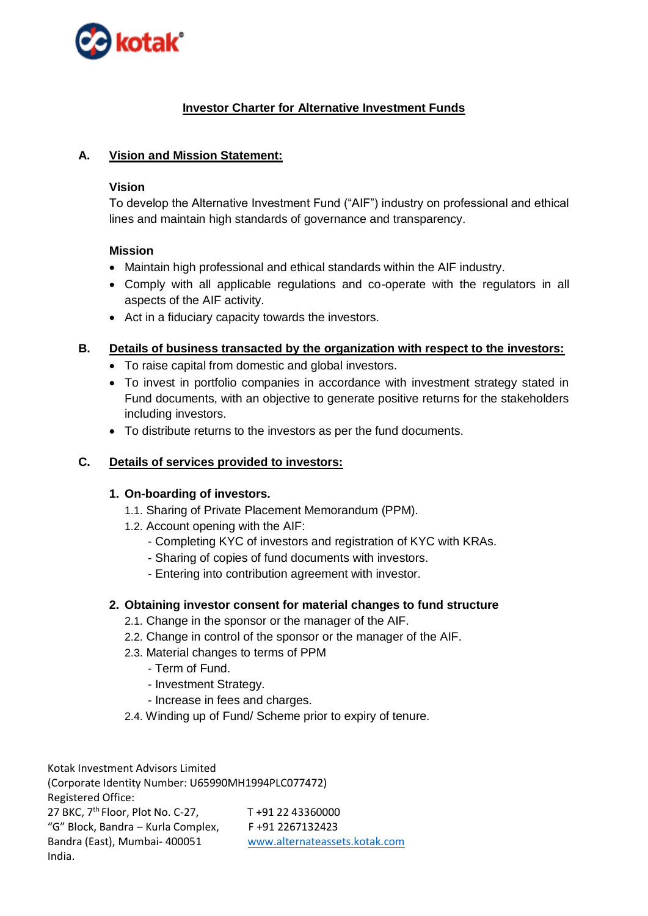# Investor Charter for Alternative Investment Funds

## A. Vision and Mission Statement:

**Vision**

To develop the Alternative Investment Fund ("AIF") industry on professional and ethical lines and maintain high standards of governance and transparency.

**Mission**

- Maintain high professional and ethical standards within the AIF industry.
- Comply with all applicable regulations and co-operate with the regulators in all aspects of the AIF activity.
- Act in a fiduciary capacity towards the investors.

## B. Details of business transacted by the organization with respect to the investors:

- To raise capital from domestic and global investors.
- To invest in portfolio companies in accordance with investment strategy stated in Fund documents, with an objective to generate positive returns for the stakeholders including investors.
- To distribute returns to the investors as per the fund documents.

## C. Details of services provided to investors:

### 1. On-boarding of investors.

1.1. Sharing of Private Placement Memorandum (PPM).

1.2. Account opening with the AIF:

- Completing KYC of investors and registration of KYC with KRAs.
- Sharing of copies of fund documents with investors.
- Entering into contribution agreement with investor.

### 2. Obtaining investor consent for material changes to fund structure

2.1. Change in the sponsor or the manager of the AIF.

2.2. Change in control of the sponsor or the manager of the AIF.

2.3. Material changes to terms of PPM

- Term of Fund.
- Investment Strategy.
- Increase in fees and charges.

2.4. Winding up of Fund/ Scheme prior to expiry of tenure.

Kotak Investment Advisors Limited
(Corporate Identity Number: U65990MH1994PLC077472)
Registered Office:
27 BKC, 7th Floor, Plot No. C-27,
"G" Block, Bandra – Kurla Complex,
Bandra (East), Mumbai- 400051
India.

T +91 22 43360000
F +91 2267132423
www.alternateassets.kotak.com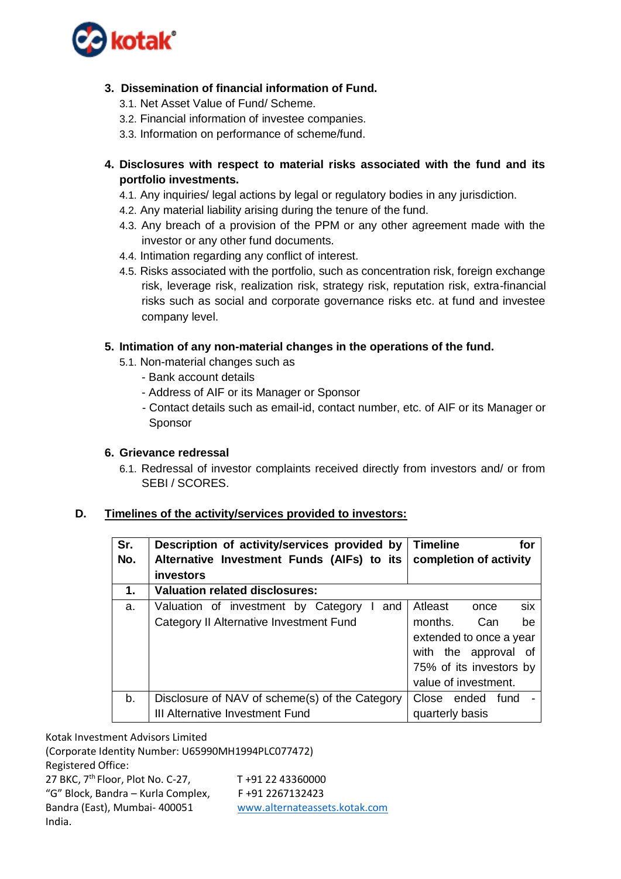3. **Dissemination of financial information of Fund.**
   - 3.1. Net Asset Value of Fund/ Scheme.
   - 3.2. Financial information of investee companies.
   - 3.3. Information on performance of scheme/fund.

4. **Disclosures with respect to material risks associated with the fund and its portfolio investments.**
   - 4.1. Any inquiries/ legal actions by legal or regulatory bodies in any jurisdiction.
   - 4.2. Any material liability arising during the tenure of the fund.
   - 4.3. Any breach of a provision of the PPM or any other agreement made with the investor or any other fund documents.
   - 4.4. Intimation regarding any conflict of interest.
   - 4.5. Risks associated with the portfolio, such as concentration risk, foreign exchange risk, leverage risk, realization risk, strategy risk, reputation risk, extra-financial risks such as social and corporate governance risks etc. at fund and investee company level.

5. **Intimation of any non-material changes in the operations of the fund.**
   - 5.1. Non-material changes such as
     - Bank account details
     - Address of AIF or its Manager or Sponsor
     - Contact details such as email-id, contact number, etc. of AIF or its Manager or Sponsor

6. **Grievance redressal**
   - 6.1. Redressal of investor complaints received directly from investors and/ or from SEBI / SCORES.

## D. Timelines of the activity/services provided to investors:

| Sr. No. | Description of activity/services provided by Alternative Investment Funds (AIFs) to its investors | Timeline for completion of activity |
|---|---|---|
| **1.** | **Valuation related disclosures:** | |
| a. | Valuation of investment by Category I and Category II Alternative Investment Fund | Atleast once six months. Can be extended to once a year with the approval of 75% of its investors by value of investment. |
| b. | Disclosure of NAV of scheme(s) of the Category III Alternative Investment Fund | Close ended fund - quarterly basis |

Kotak Investment Advisors Limited
(Corporate Identity Number: U65990MH1994PLC077472)
Registered Office:
27 BKC, 7th Floor, Plot No. C-27,
"G" Block, Bandra – Kurla Complex,
Bandra (East), Mumbai- 400051
India.
T +91 22 43360000
F +91 2267132423
www.alternateassets.kotak.com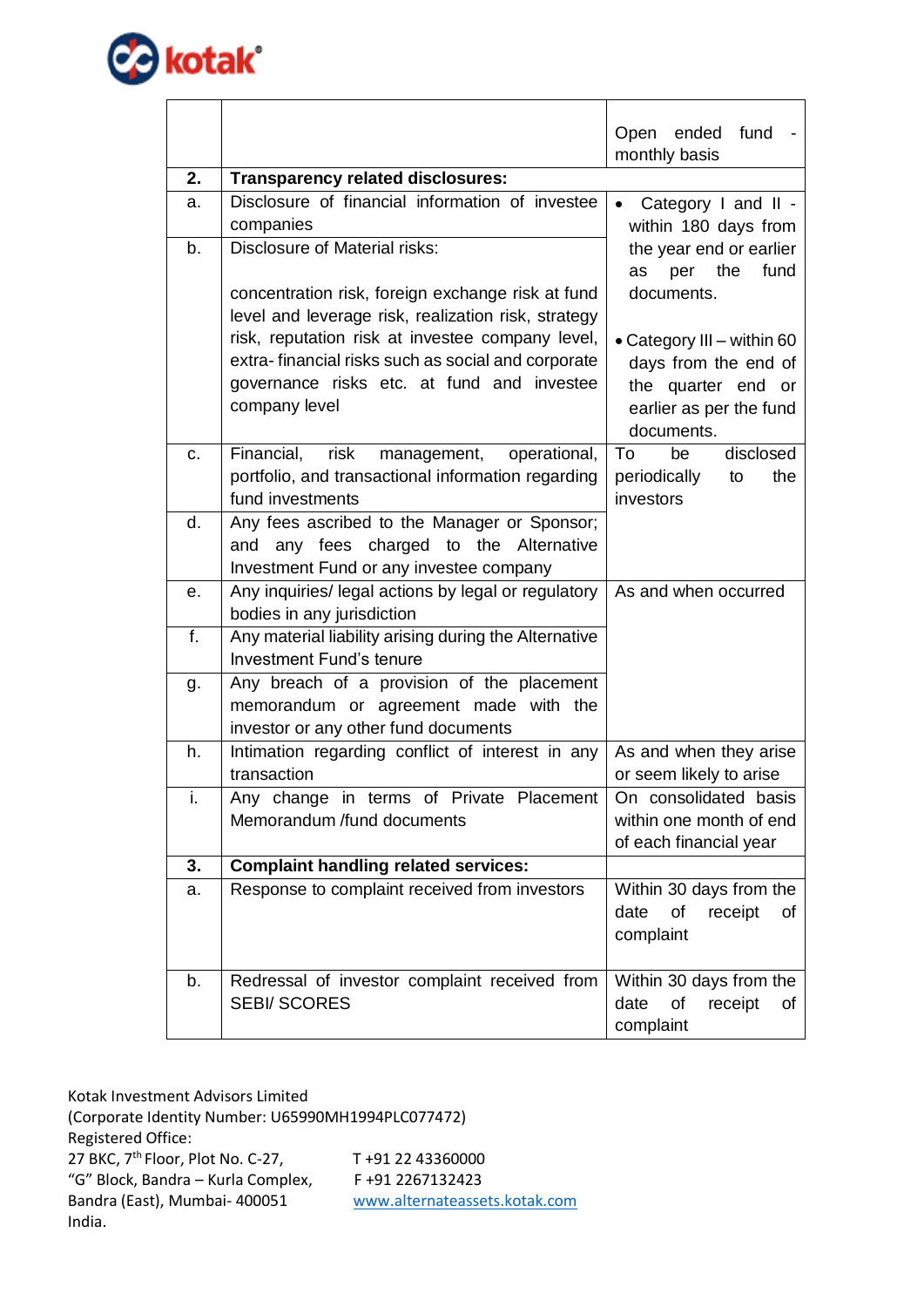| | | |
|---|---|---|
| | | Open ended fund - monthly basis |
| **2.** | **Transparency related disclosures:** | |
| a. | Disclosure of financial information of investee companies | • Category I and II - within 180 days from the year end or earlier as per the fund documents.<br><br>• Category III – within 60 days from the end of the quarter end or earlier as per the fund documents. |
| b. | Disclosure of Material risks:<br><br>concentration risk, foreign exchange risk at fund level and leverage risk, realization risk, strategy risk, reputation risk at investee company level, extra- financial risks such as social and corporate governance risks etc. at fund and investee company level | |
| c. | Financial, risk management, operational, portfolio, and transactional information regarding fund investments | To be disclosed periodically to the investors |
| d. | Any fees ascribed to the Manager or Sponsor; and any fees charged to the Alternative Investment Fund or any investee company | |
| e. | Any inquiries/ legal actions by legal or regulatory bodies in any jurisdiction | As and when occurred |
| f. | Any material liability arising during the Alternative Investment Fund's tenure | |
| g. | Any breach of a provision of the placement memorandum or agreement made with the investor or any other fund documents | |
| h. | Intimation regarding conflict of interest in any transaction | As and when they arise or seem likely to arise |
| i. | Any change in terms of Private Placement Memorandum /fund documents | On consolidated basis within one month of end of each financial year |
| **3.** | **Complaint handling related services:** | |
| a. | Response to complaint received from investors | Within 30 days from the date of receipt of complaint |
| b. | Redressal of investor complaint received from SEBI/ SCORES | Within 30 days from the date of receipt of complaint |

Kotak Investment Advisors Limited
(Corporate Identity Number: U65990MH1994PLC077472)
Registered Office:
27 BKC, 7th Floor, Plot No. C-27,
"G" Block, Bandra – Kurla Complex,
Bandra (East), Mumbai- 400051
India.

T +91 22 43360000
F +91 2267132423
www.alternateassets.kotak.com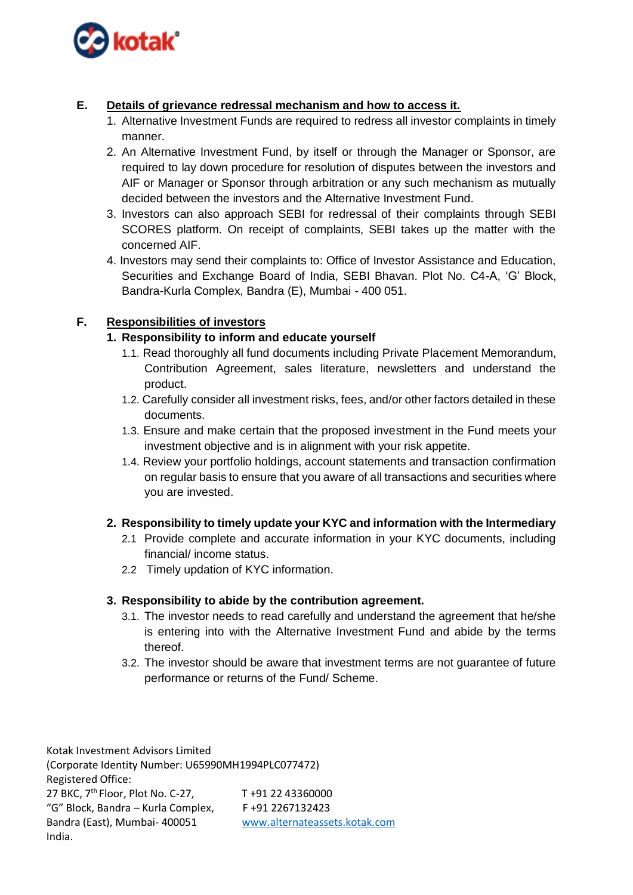**E. Details of grievance redressal mechanism and how to access it.**

1. Alternative Investment Funds are required to redress all investor complaints in timely manner.
2. An Alternative Investment Fund, by itself or through the Manager or Sponsor, are required to lay down procedure for resolution of disputes between the investors and AIF or Manager or Sponsor through arbitration or any such mechanism as mutually decided between the investors and the Alternative Investment Fund.
3. Investors can also approach SEBI for redressal of their complaints through SEBI SCORES platform. On receipt of complaints, SEBI takes up the matter with the concerned AIF.
4. Investors may send their complaints to: Office of Investor Assistance and Education, Securities and Exchange Board of India, SEBI Bhavan. Plot No. C4-A, 'G' Block, Bandra-Kurla Complex, Bandra (E), Mumbai - 400 051.

**F. Responsibilities of investors**

**1. Responsibility to inform and educate yourself**

1.1. Read thoroughly all fund documents including Private Placement Memorandum, Contribution Agreement, sales literature, newsletters and understand the product.

1.2. Carefully consider all investment risks, fees, and/or other factors detailed in these documents.

1.3. Ensure and make certain that the proposed investment in the Fund meets your investment objective and is in alignment with your risk appetite.

1.4. Review your portfolio holdings, account statements and transaction confirmation on regular basis to ensure that you aware of all transactions and securities where you are invested.

**2. Responsibility to timely update your KYC and information with the Intermediary**

2.1 Provide complete and accurate information in your KYC documents, including financial/ income status.

2.2 Timely updation of KYC information.

**3. Responsibility to abide by the contribution agreement.**

3.1. The investor needs to read carefully and understand the agreement that he/she is entering into with the Alternative Investment Fund and abide by the terms thereof.

3.2. The investor should be aware that investment terms are not guarantee of future performance or returns of the Fund/ Scheme.

Kotak Investment Advisors Limited
(Corporate Identity Number: U65990MH1994PLC077472)
Registered Office:
27 BKC, 7th Floor, Plot No. C-27,
"G" Block, Bandra – Kurla Complex,
Bandra (East), Mumbai- 400051
India.

T +91 22 43360000
F +91 2267132423
www.alternateassets.kotak.com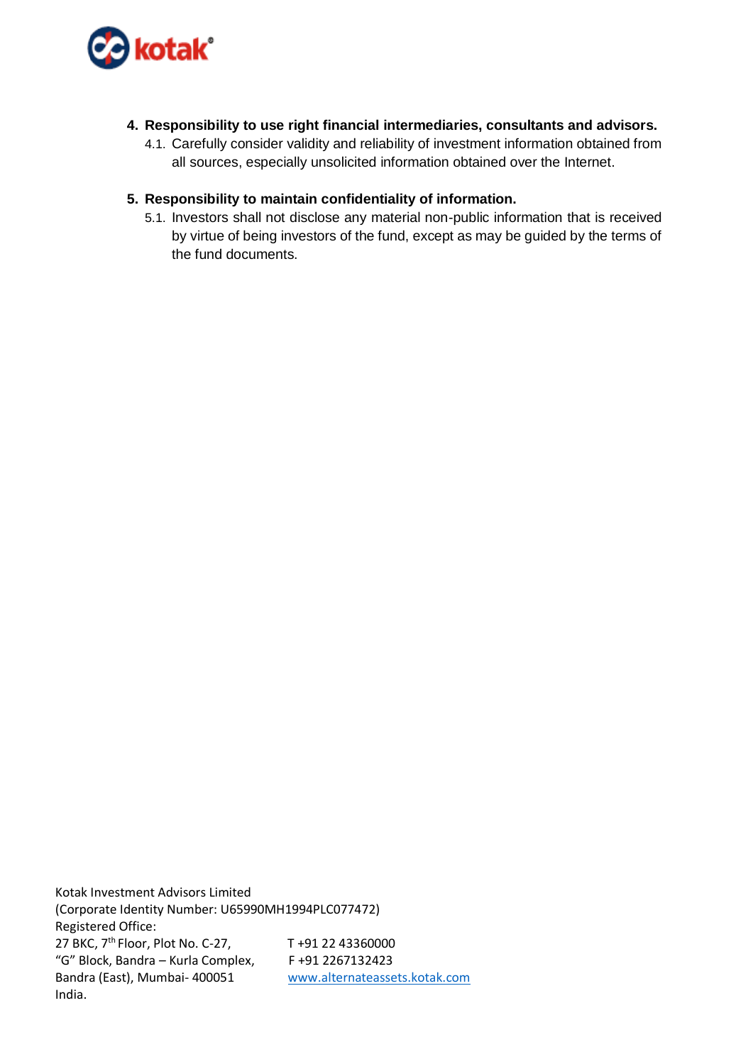4. **Responsibility to use right financial intermediaries, consultants and advisors.**
   4.1. Carefully consider validity and reliability of investment information obtained from all sources, especially unsolicited information obtained over the Internet.

5. **Responsibility to maintain confidentiality of information.**
   5.1. Investors shall not disclose any material non-public information that is received by virtue of being investors of the fund, except as may be guided by the terms of the fund documents.

Kotak Investment Advisors Limited
(Corporate Identity Number: U65990MH1994PLC077472)
Registered Office:
27 BKC, 7th Floor, Plot No. C-27,
"G" Block, Bandra – Kurla Complex,
Bandra (East), Mumbai- 400051
India.

T +91 22 43360000
F +91 2267132423
www.alternateassets.kotak.com